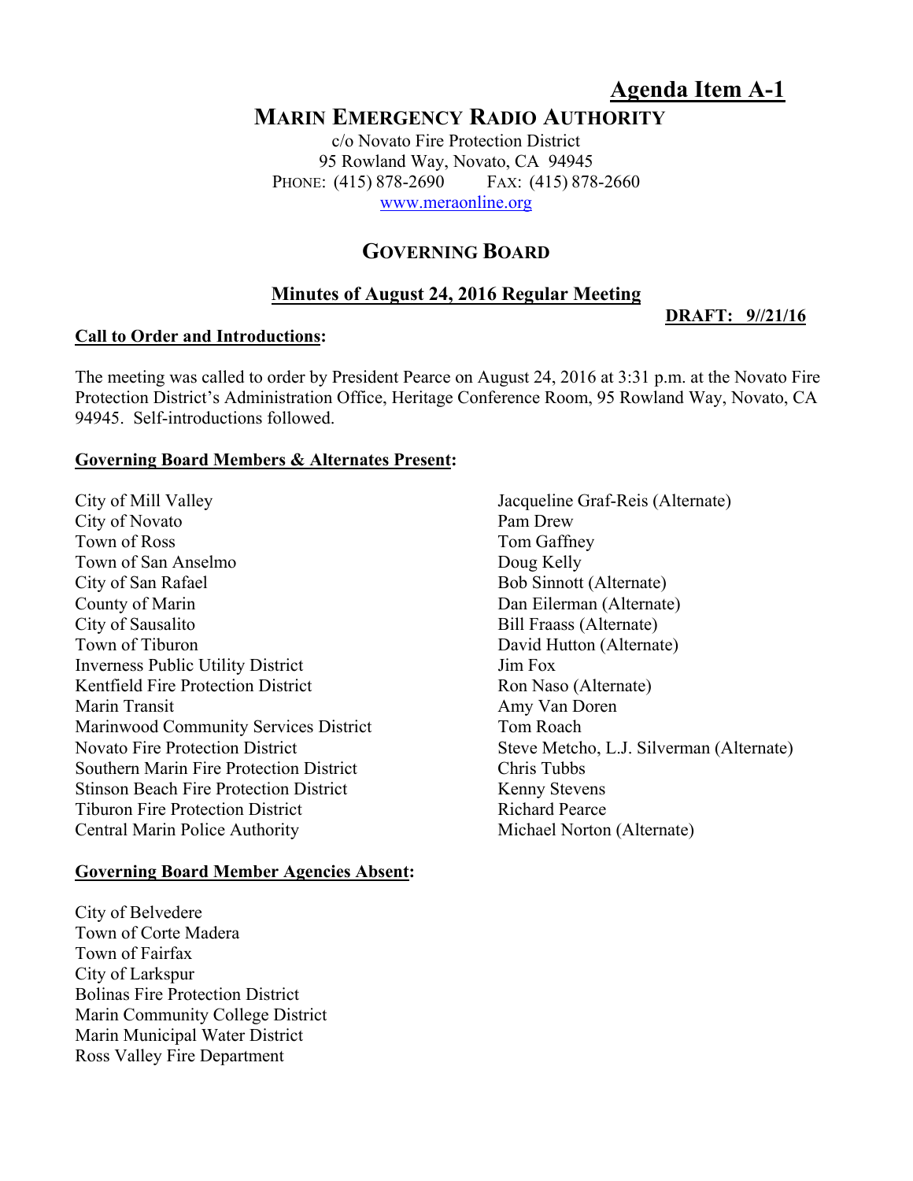**Agenda Item A-1**

# MARIN EMERGENCY RADIO AUTHORITY

c/o Novato Fire Protection District
95 Rowland Way, Novato, CA 94945
PHONE: (415) 878-2690 FAX: (415) 878-2660
www.meraonline.org

## GOVERNING BOARD

### Minutes of August 24, 2016 Regular Meeting

**DRAFT: 9//21/16**

**Call to Order and Introductions:**

The meeting was called to order by President Pearce on August 24, 2016 at 3:31 p.m. at the Novato Fire Protection District's Administration Office, Heritage Conference Room, 95 Rowland Way, Novato, CA 94945. Self-introductions followed.

**Governing Board Members & Alternates Present:**

| | |
|---|---|
| City of Mill Valley | Jacqueline Graf-Reis (Alternate) |
| City of Novato | Pam Drew |
| Town of Ross | Tom Gaffney |
| Town of San Anselmo | Doug Kelly |
| City of San Rafael | Bob Sinnott (Alternate) |
| County of Marin | Dan Eilerman (Alternate) |
| City of Sausalito | Bill Fraass (Alternate) |
| Town of Tiburon | David Hutton (Alternate) |
| Inverness Public Utility District | Jim Fox |
| Kentfield Fire Protection District | Ron Naso (Alternate) |
| Marin Transit | Amy Van Doren |
| Marinwood Community Services District | Tom Roach |
| Novato Fire Protection District | Steve Metcho, L.J. Silverman (Alternate) |
| Southern Marin Fire Protection District | Chris Tubbs |
| Stinson Beach Fire Protection District | Kenny Stevens |
| Tiburon Fire Protection District | Richard Pearce |
| Central Marin Police Authority | Michael Norton (Alternate) |

**Governing Board Member Agencies Absent:**

City of Belvedere
Town of Corte Madera
Town of Fairfax
City of Larkspur
Bolinas Fire Protection District
Marin Community College District
Marin Municipal Water District
Ross Valley Fire Department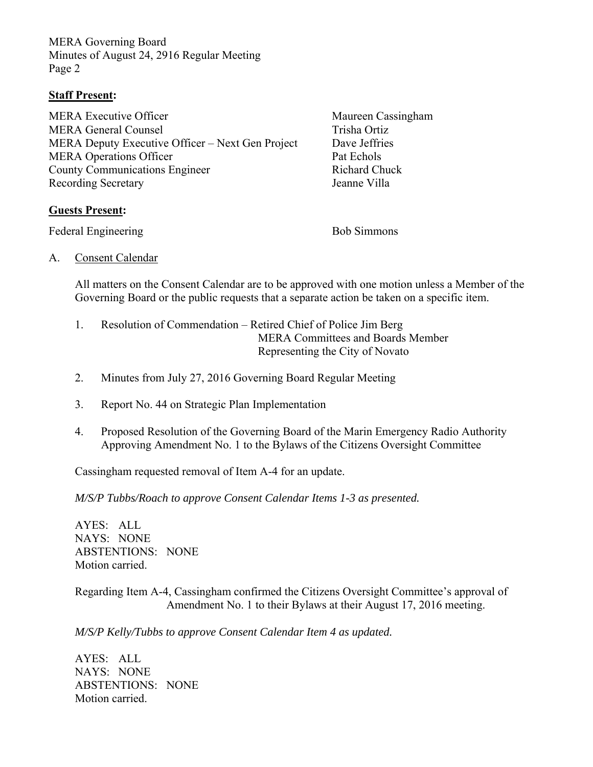**Staff Present:**

| | |
|---|---|
| MERA Executive Officer | Maureen Cassingham |
| MERA General Counsel | Trisha Ortiz |
| MERA Deputy Executive Officer – Next Gen Project | Dave Jeffries |
| MERA Operations Officer | Pat Echols |
| County Communications Engineer | Richard Chuck |
| Recording Secretary | Jeanne Villa |

**Guests Present:**

| | |
|---|---|
| Federal Engineering | Bob Simmons |

A. Consent Calendar

All matters on the Consent Calendar are to be approved with one motion unless a Member of the Governing Board or the public requests that a separate action be taken on a specific item.

1. Resolution of Commendation – Retired Chief of Police Jim Berg
   MERA Committees and Boards Member
   Representing the City of Novato

2. Minutes from July 27, 2016 Governing Board Regular Meeting

3. Report No. 44 on Strategic Plan Implementation

4. Proposed Resolution of the Governing Board of the Marin Emergency Radio Authority Approving Amendment No. 1 to the Bylaws of the Citizens Oversight Committee

Cassingham requested removal of Item A-4 for an update.

*M/S/P Tubbs/Roach to approve Consent Calendar Items 1-3 as presented.*

AYES: ALL
NAYS: NONE
ABSTENTIONS: NONE
Motion carried.

Regarding Item A-4, Cassingham confirmed the Citizens Oversight Committee's approval of Amendment No. 1 to their Bylaws at their August 17, 2016 meeting.

*M/S/P Kelly/Tubbs to approve Consent Calendar Item 4 as updated.*

AYES: ALL
NAYS: NONE
ABSTENTIONS: NONE
Motion carried.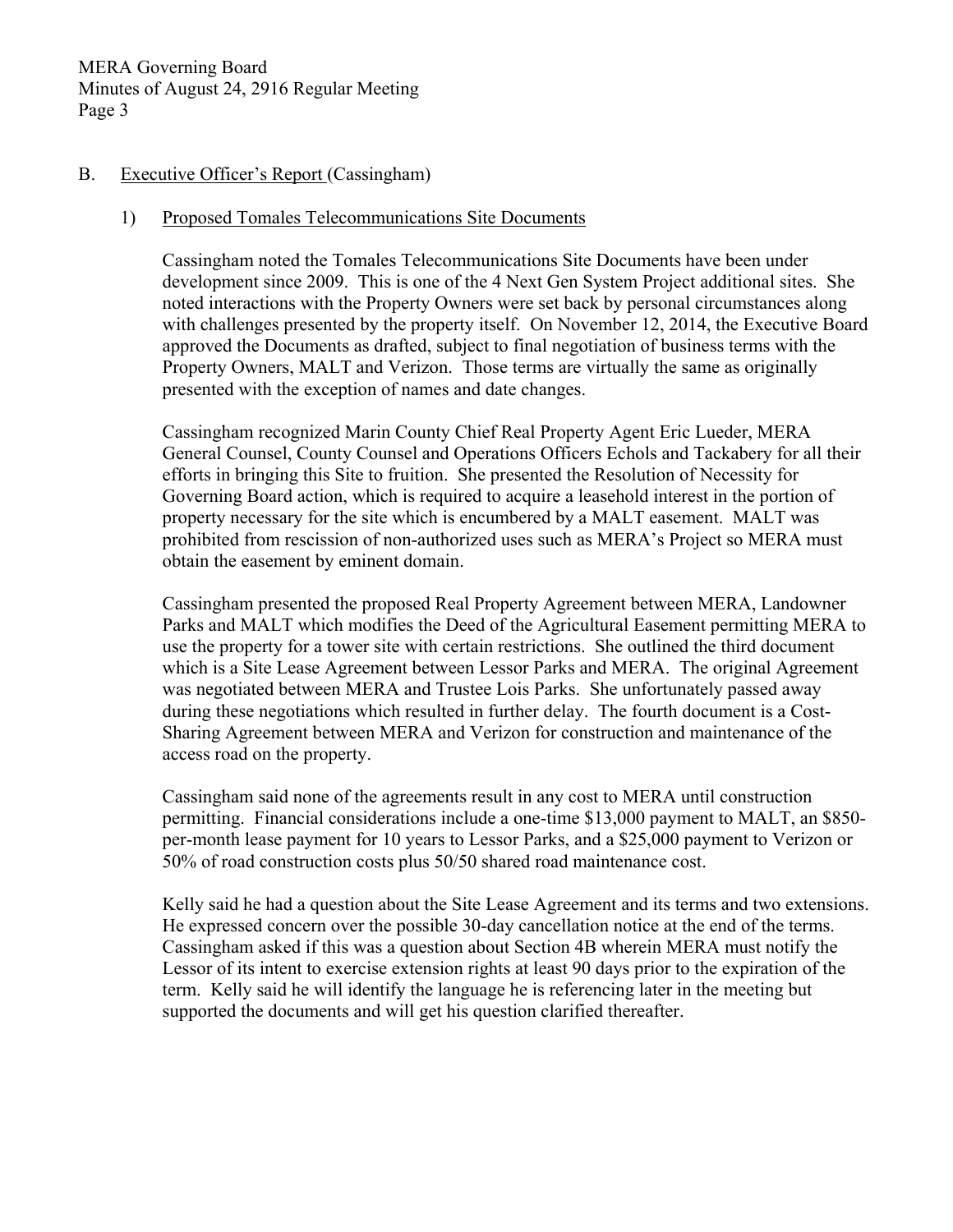B. Executive Officer's Report (Cassingham)

1) Proposed Tomales Telecommunications Site Documents

Cassingham noted the Tomales Telecommunications Site Documents have been under development since 2009. This is one of the 4 Next Gen System Project additional sites. She noted interactions with the Property Owners were set back by personal circumstances along with challenges presented by the property itself. On November 12, 2014, the Executive Board approved the Documents as drafted, subject to final negotiation of business terms with the Property Owners, MALT and Verizon. Those terms are virtually the same as originally presented with the exception of names and date changes.

Cassingham recognized Marin County Chief Real Property Agent Eric Lueder, MERA General Counsel, County Counsel and Operations Officers Echols and Tackabery for all their efforts in bringing this Site to fruition. She presented the Resolution of Necessity for Governing Board action, which is required to acquire a leasehold interest in the portion of property necessary for the site which is encumbered by a MALT easement. MALT was prohibited from rescission of non-authorized uses such as MERA's Project so MERA must obtain the easement by eminent domain.

Cassingham presented the proposed Real Property Agreement between MERA, Landowner Parks and MALT which modifies the Deed of the Agricultural Easement permitting MERA to use the property for a tower site with certain restrictions. She outlined the third document which is a Site Lease Agreement between Lessor Parks and MERA. The original Agreement was negotiated between MERA and Trustee Lois Parks. She unfortunately passed away during these negotiations which resulted in further delay. The fourth document is a Cost-Sharing Agreement between MERA and Verizon for construction and maintenance of the access road on the property.

Cassingham said none of the agreements result in any cost to MERA until construction permitting. Financial considerations include a one-time $13,000 payment to MALT, an $850-per-month lease payment for 10 years to Lessor Parks, and a $25,000 payment to Verizon or 50% of road construction costs plus 50/50 shared road maintenance cost.

Kelly said he had a question about the Site Lease Agreement and its terms and two extensions. He expressed concern over the possible 30-day cancellation notice at the end of the terms. Cassingham asked if this was a question about Section 4B wherein MERA must notify the Lessor of its intent to exercise extension rights at least 90 days prior to the expiration of the term. Kelly said he will identify the language he is referencing later in the meeting but supported the documents and will get his question clarified thereafter.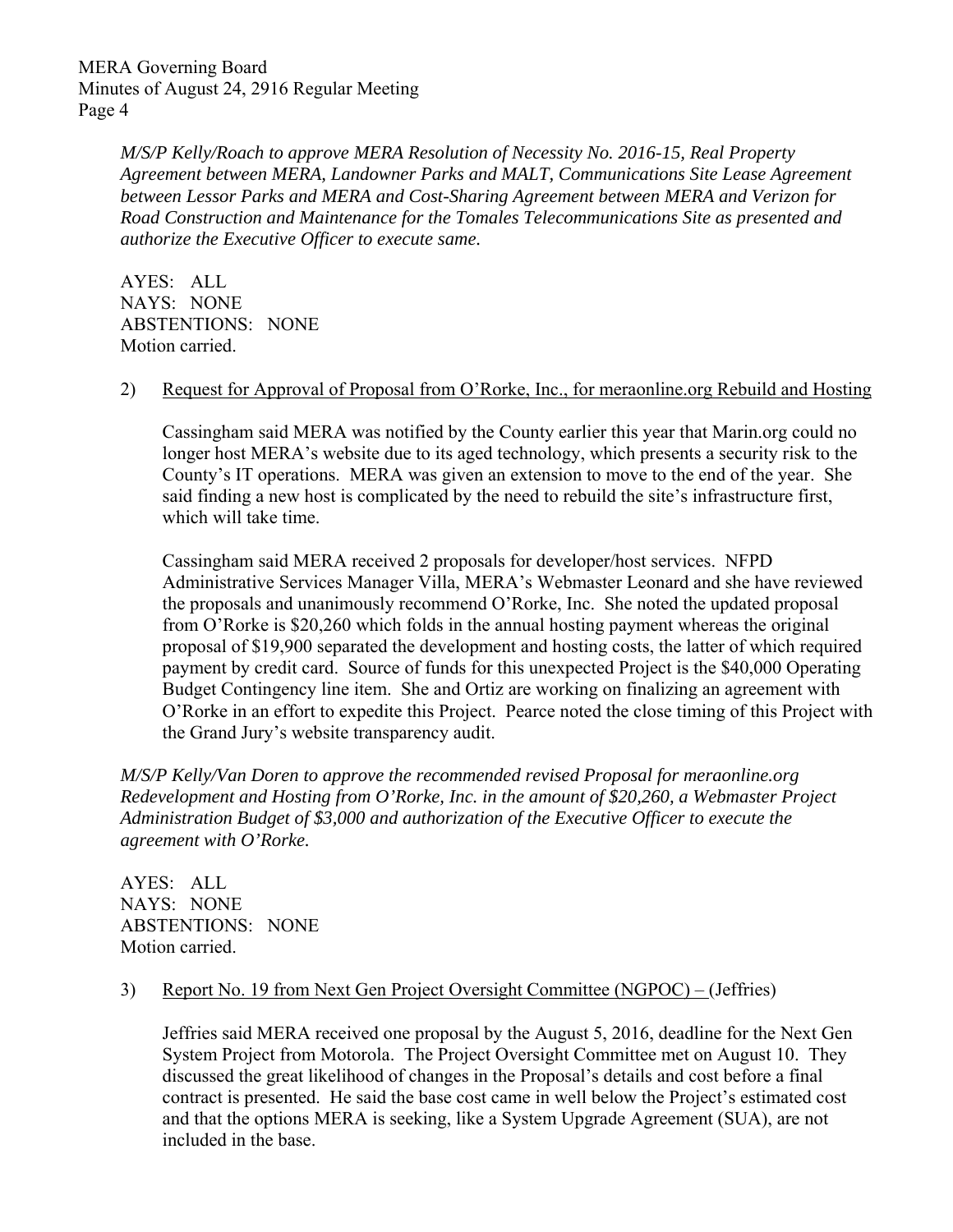*M/S/P Kelly/Roach to approve MERA Resolution of Necessity No. 2016-15, Real Property Agreement between MERA, Landowner Parks and MALT, Communications Site Lease Agreement between Lessor Parks and MERA and Cost-Sharing Agreement between MERA and Verizon for Road Construction and Maintenance for the Tomales Telecommunications Site as presented and authorize the Executive Officer to execute same.*

AYES: ALL
NAYS: NONE
ABSTENTIONS: NONE
Motion carried.

2) Request for Approval of Proposal from O'Rorke, Inc., for meraonline.org Rebuild and Hosting

Cassingham said MERA was notified by the County earlier this year that Marin.org could no longer host MERA's website due to its aged technology, which presents a security risk to the County's IT operations. MERA was given an extension to move to the end of the year. She said finding a new host is complicated by the need to rebuild the site's infrastructure first, which will take time.

Cassingham said MERA received 2 proposals for developer/host services. NFPD Administrative Services Manager Villa, MERA's Webmaster Leonard and she have reviewed the proposals and unanimously recommend O'Rorke, Inc. She noted the updated proposal from O'Rorke is $20,260 which folds in the annual hosting payment whereas the original proposal of $19,900 separated the development and hosting costs, the latter of which required payment by credit card. Source of funds for this unexpected Project is the $40,000 Operating Budget Contingency line item. She and Ortiz are working on finalizing an agreement with O'Rorke in an effort to expedite this Project. Pearce noted the close timing of this Project with the Grand Jury's website transparency audit.

*M/S/P Kelly/Van Doren to approve the recommended revised Proposal for meraonline.org Redevelopment and Hosting from O'Rorke, Inc. in the amount of $20,260, a Webmaster Project Administration Budget of $3,000 and authorization of the Executive Officer to execute the agreement with O'Rorke.*

AYES: ALL
NAYS: NONE
ABSTENTIONS: NONE
Motion carried.

3) Report No. 19 from Next Gen Project Oversight Committee (NGPOC) – (Jeffries)

Jeffries said MERA received one proposal by the August 5, 2016, deadline for the Next Gen System Project from Motorola. The Project Oversight Committee met on August 10. They discussed the great likelihood of changes in the Proposal's details and cost before a final contract is presented. He said the base cost came in well below the Project's estimated cost and that the options MERA is seeking, like a System Upgrade Agreement (SUA), are not included in the base.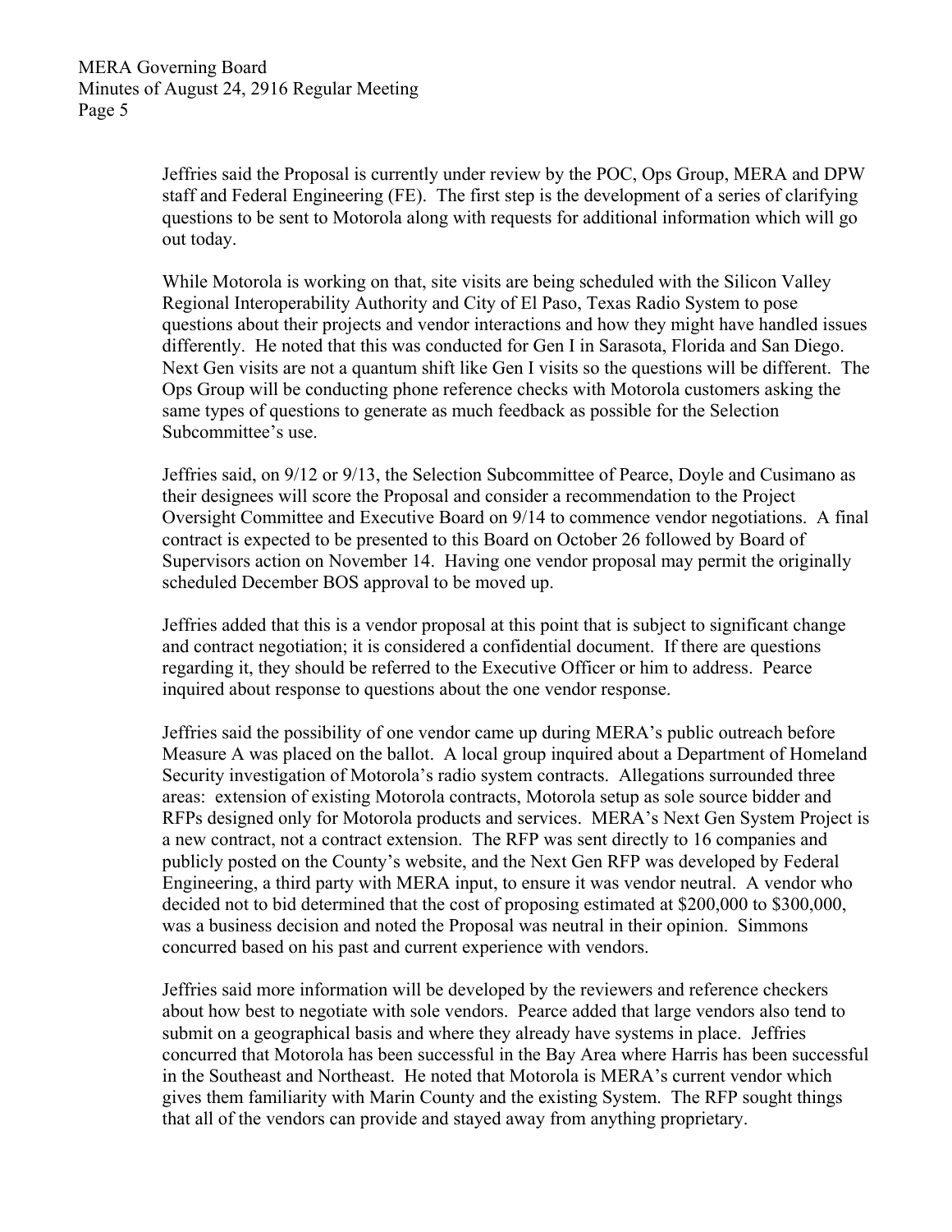Jeffries said the Proposal is currently under review by the POC, Ops Group, MERA and DPW staff and Federal Engineering (FE). The first step is the development of a series of clarifying questions to be sent to Motorola along with requests for additional information which will go out today.

While Motorola is working on that, site visits are being scheduled with the Silicon Valley Regional Interoperability Authority and City of El Paso, Texas Radio System to pose questions about their projects and vendor interactions and how they might have handled issues differently. He noted that this was conducted for Gen I in Sarasota, Florida and San Diego. Next Gen visits are not a quantum shift like Gen I visits so the questions will be different. The Ops Group will be conducting phone reference checks with Motorola customers asking the same types of questions to generate as much feedback as possible for the Selection Subcommittee's use.

Jeffries said, on 9/12 or 9/13, the Selection Subcommittee of Pearce, Doyle and Cusimano as their designees will score the Proposal and consider a recommendation to the Project Oversight Committee and Executive Board on 9/14 to commence vendor negotiations. A final contract is expected to be presented to this Board on October 26 followed by Board of Supervisors action on November 14. Having one vendor proposal may permit the originally scheduled December BOS approval to be moved up.

Jeffries added that this is a vendor proposal at this point that is subject to significant change and contract negotiation; it is considered a confidential document. If there are questions regarding it, they should be referred to the Executive Officer or him to address. Pearce inquired about response to questions about the one vendor response.

Jeffries said the possibility of one vendor came up during MERA's public outreach before Measure A was placed on the ballot. A local group inquired about a Department of Homeland Security investigation of Motorola's radio system contracts. Allegations surrounded three areas: extension of existing Motorola contracts, Motorola setup as sole source bidder and RFPs designed only for Motorola products and services. MERA's Next Gen System Project is a new contract, not a contract extension. The RFP was sent directly to 16 companies and publicly posted on the County's website, and the Next Gen RFP was developed by Federal Engineering, a third party with MERA input, to ensure it was vendor neutral. A vendor who decided not to bid determined that the cost of proposing estimated at $200,000 to $300,000, was a business decision and noted the Proposal was neutral in their opinion. Simmons concurred based on his past and current experience with vendors.

Jeffries said more information will be developed by the reviewers and reference checkers about how best to negotiate with sole vendors. Pearce added that large vendors also tend to submit on a geographical basis and where they already have systems in place. Jeffries concurred that Motorola has been successful in the Bay Area where Harris has been successful in the Southeast and Northeast. He noted that Motorola is MERA's current vendor which gives them familiarity with Marin County and the existing System. The RFP sought things that all of the vendors can provide and stayed away from anything proprietary.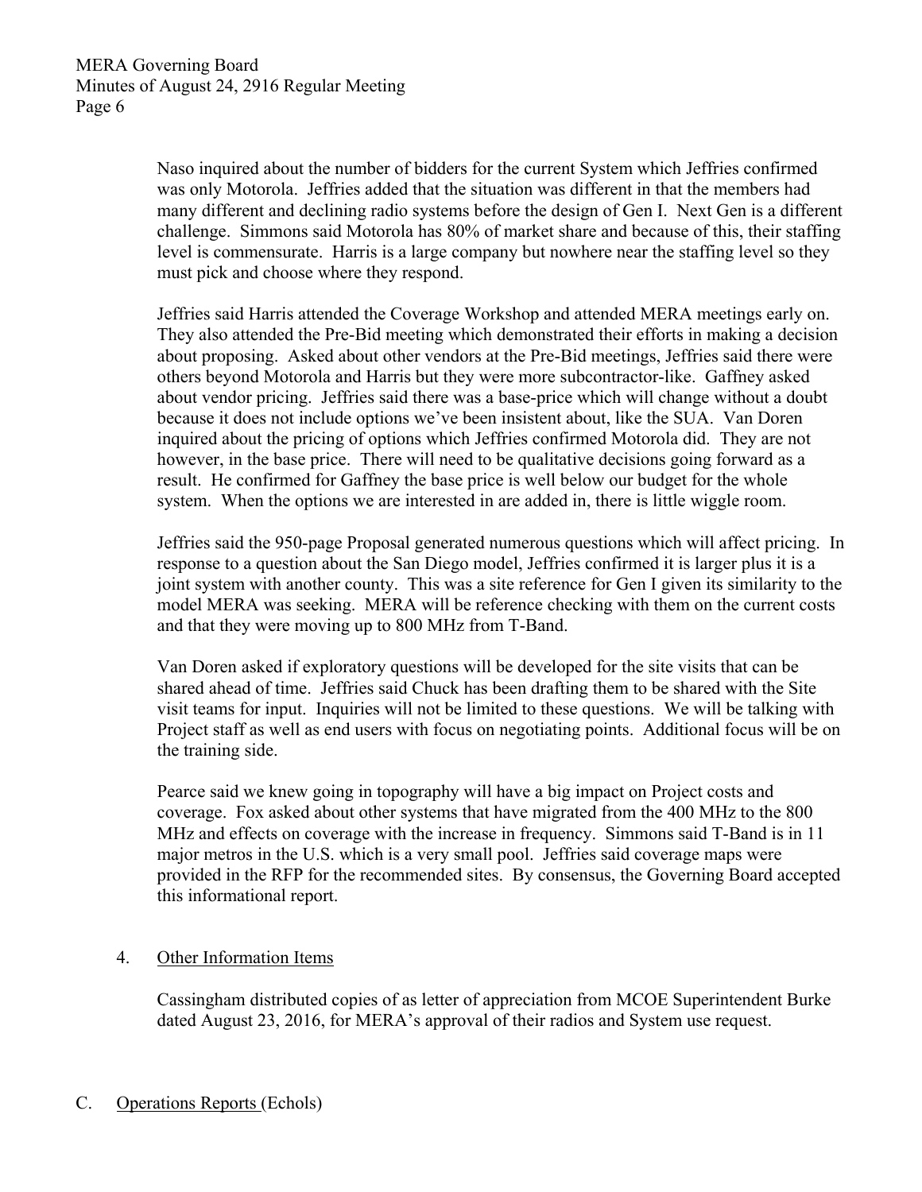Naso inquired about the number of bidders for the current System which Jeffries confirmed was only Motorola. Jeffries added that the situation was different in that the members had many different and declining radio systems before the design of Gen I. Next Gen is a different challenge. Simmons said Motorola has 80% of market share and because of this, their staffing level is commensurate. Harris is a large company but nowhere near the staffing level so they must pick and choose where they respond.

Jeffries said Harris attended the Coverage Workshop and attended MERA meetings early on. They also attended the Pre-Bid meeting which demonstrated their efforts in making a decision about proposing. Asked about other vendors at the Pre-Bid meetings, Jeffries said there were others beyond Motorola and Harris but they were more subcontractor-like. Gaffney asked about vendor pricing. Jeffries said there was a base-price which will change without a doubt because it does not include options we've been insistent about, like the SUA. Van Doren inquired about the pricing of options which Jeffries confirmed Motorola did. They are not however, in the base price. There will need to be qualitative decisions going forward as a result. He confirmed for Gaffney the base price is well below our budget for the whole system. When the options we are interested in are added in, there is little wiggle room.

Jeffries said the 950-page Proposal generated numerous questions which will affect pricing. In response to a question about the San Diego model, Jeffries confirmed it is larger plus it is a joint system with another county. This was a site reference for Gen I given its similarity to the model MERA was seeking. MERA will be reference checking with them on the current costs and that they were moving up to 800 MHz from T-Band.

Van Doren asked if exploratory questions will be developed for the site visits that can be shared ahead of time. Jeffries said Chuck has been drafting them to be shared with the Site visit teams for input. Inquiries will not be limited to these questions. We will be talking with Project staff as well as end users with focus on negotiating points. Additional focus will be on the training side.

Pearce said we knew going in topography will have a big impact on Project costs and coverage. Fox asked about other systems that have migrated from the 400 MHz to the 800 MHz and effects on coverage with the increase in frequency. Simmons said T-Band is in 11 major metros in the U.S. which is a very small pool. Jeffries said coverage maps were provided in the RFP for the recommended sites. By consensus, the Governing Board accepted this informational report.

4. <u>Other Information Items</u>

   Cassingham distributed copies of as letter of appreciation from MCOE Superintendent Burke dated August 23, 2016, for MERA's approval of their radios and System use request.

C. <u>Operations Reports</u> (Echols)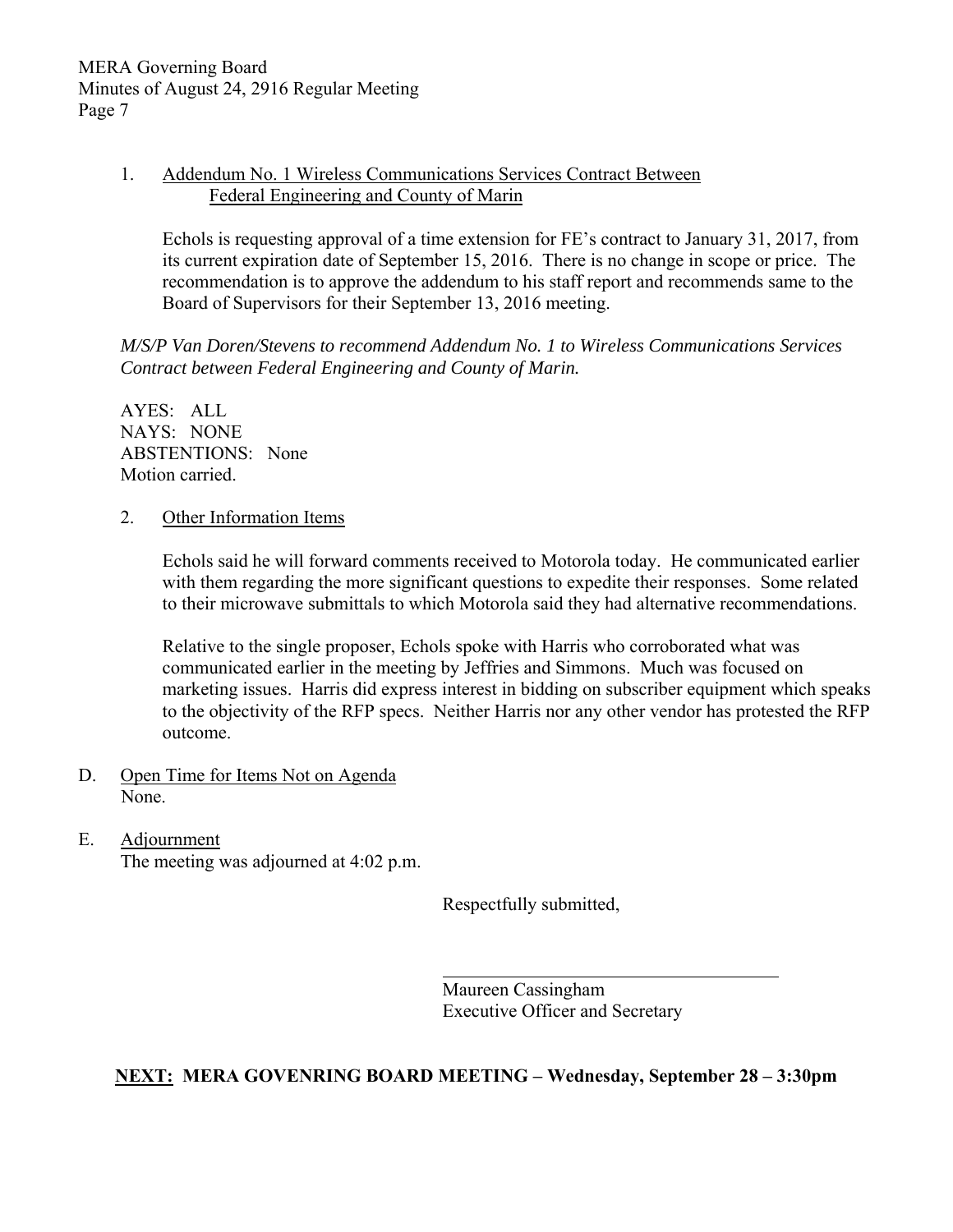1. Addendum No. 1 Wireless Communications Services Contract Between Federal Engineering and County of Marin

   Echols is requesting approval of a time extension for FE's contract to January 31, 2017, from its current expiration date of September 15, 2016. There is no change in scope or price. The recommendation is to approve the addendum to his staff report and recommends same to the Board of Supervisors for their September 13, 2016 meeting.

*M/S/P Van Doren/Stevens to recommend Addendum No. 1 to Wireless Communications Services Contract between Federal Engineering and County of Marin.*

AYES: ALL
NAYS: NONE
ABSTENTIONS: None
Motion carried.

2. Other Information Items

   Echols said he will forward comments received to Motorola today. He communicated earlier with them regarding the more significant questions to expedite their responses. Some related to their microwave submittals to which Motorola said they had alternative recommendations.

   Relative to the single proposer, Echols spoke with Harris who corroborated what was communicated earlier in the meeting by Jeffries and Simmons. Much was focused on marketing issues. Harris did express interest in bidding on subscriber equipment which speaks to the objectivity of the RFP specs. Neither Harris nor any other vendor has protested the RFP outcome.

D. Open Time for Items Not on Agenda
   None.

E. Adjournment
   The meeting was adjourned at 4:02 p.m.

Respectfully submitted,

Maureen Cassingham
Executive Officer and Secretary

**NEXT: MERA GOVENRING BOARD MEETING – Wednesday, September 28 – 3:30pm**